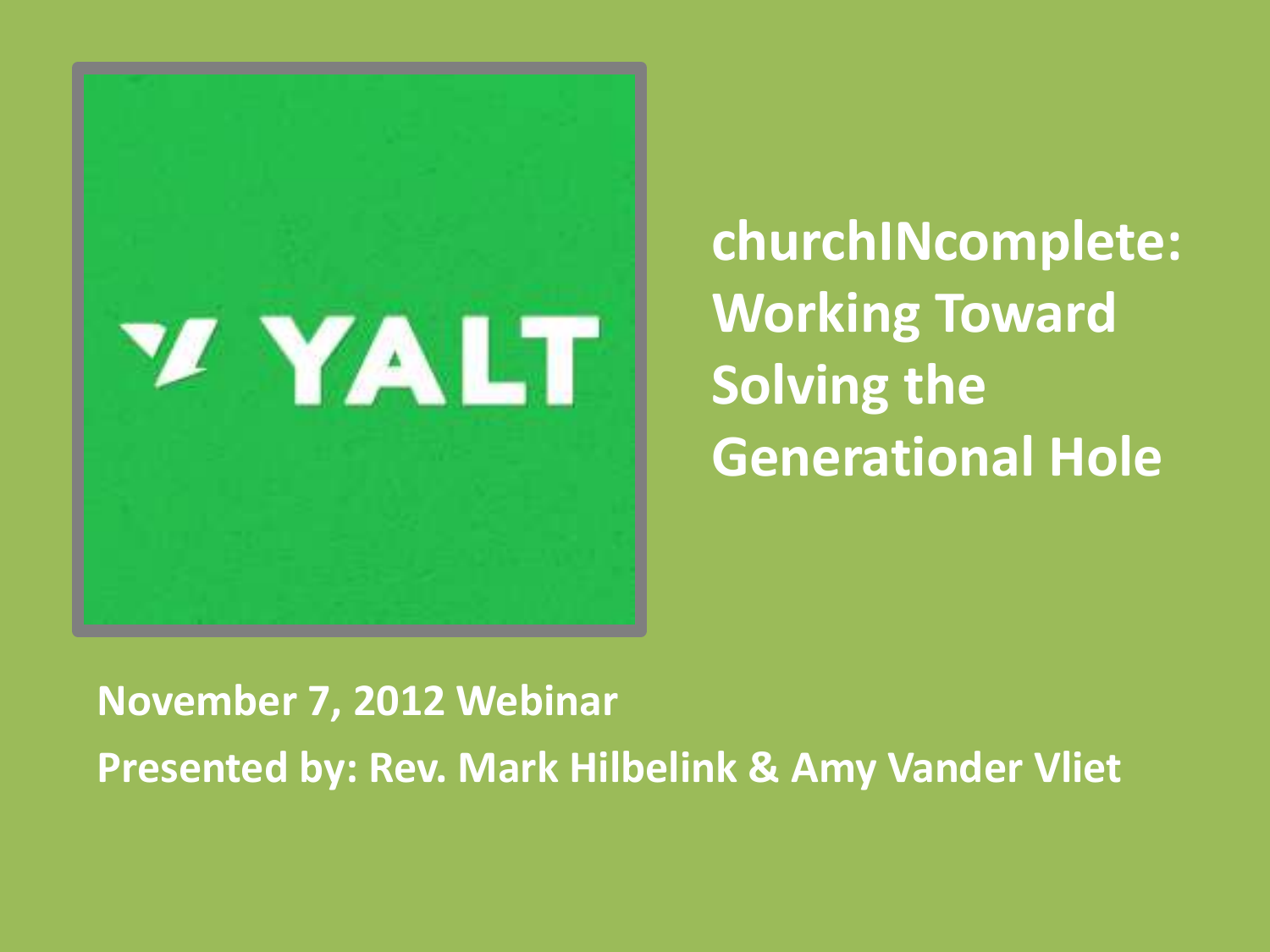YALT

# churchINcomplete: Working Toward Solving the Generational Hole

**November 7, 2012 Webinar**

**Presented by: Rev. Mark Hilbelink & Amy Vander Vliet**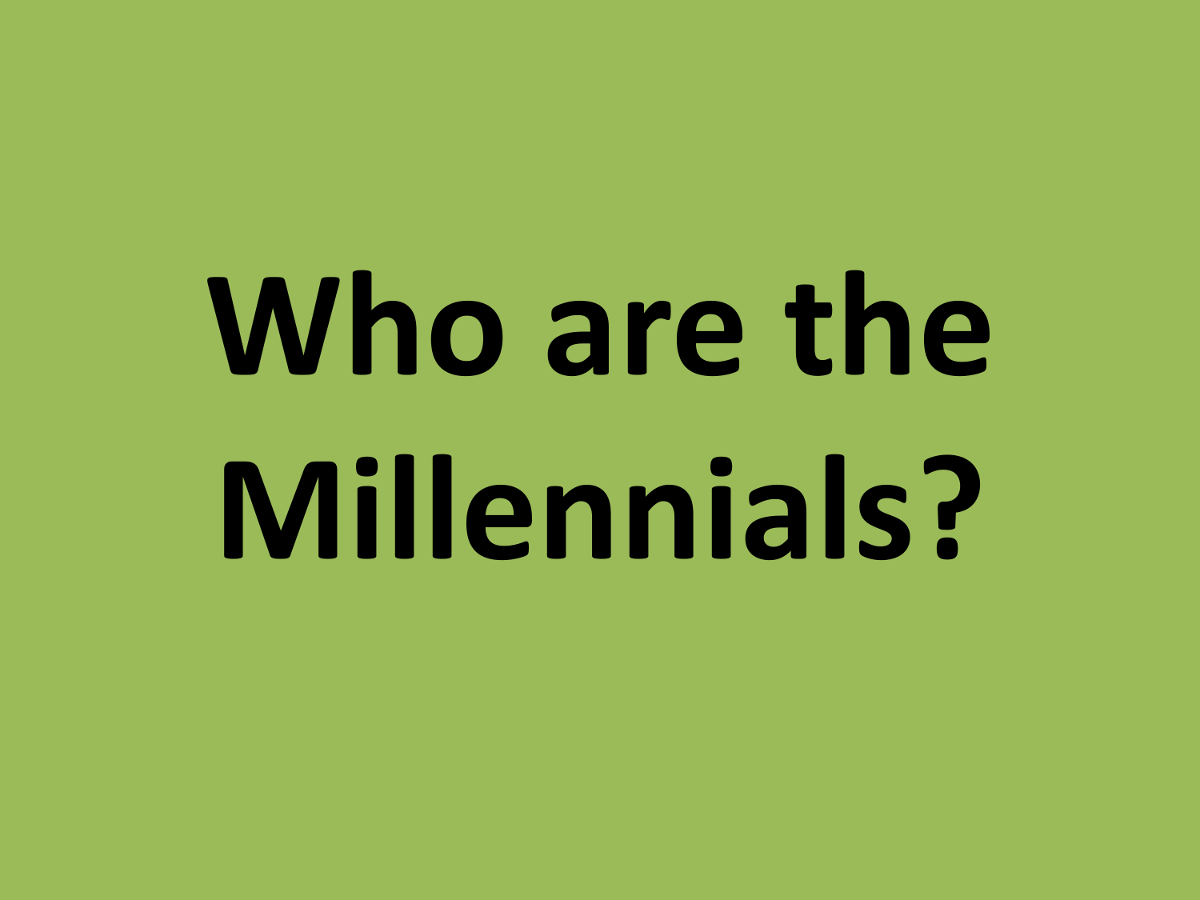# Who are the Millennials?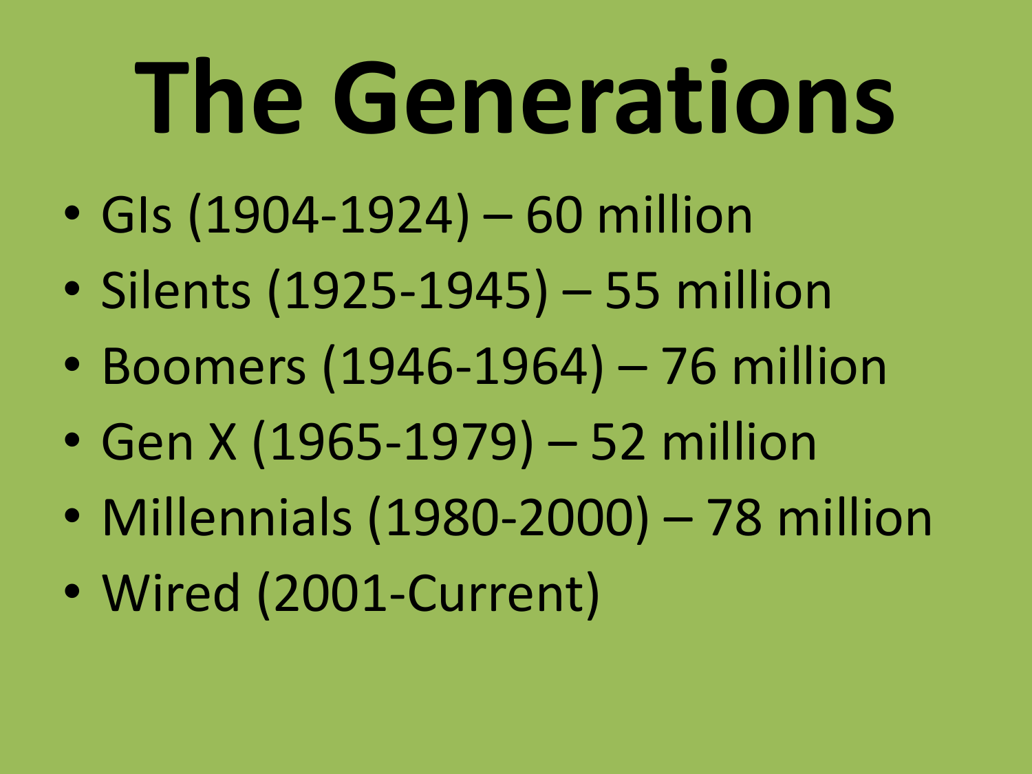# The Generations

- GIs (1904-1924) – 60 million
- Silents (1925-1945) – 55 million
- Boomers (1946-1964) – 76 million
- Gen X (1965-1979) – 52 million
- Millennials (1980-2000) – 78 million
- Wired (2001-Current)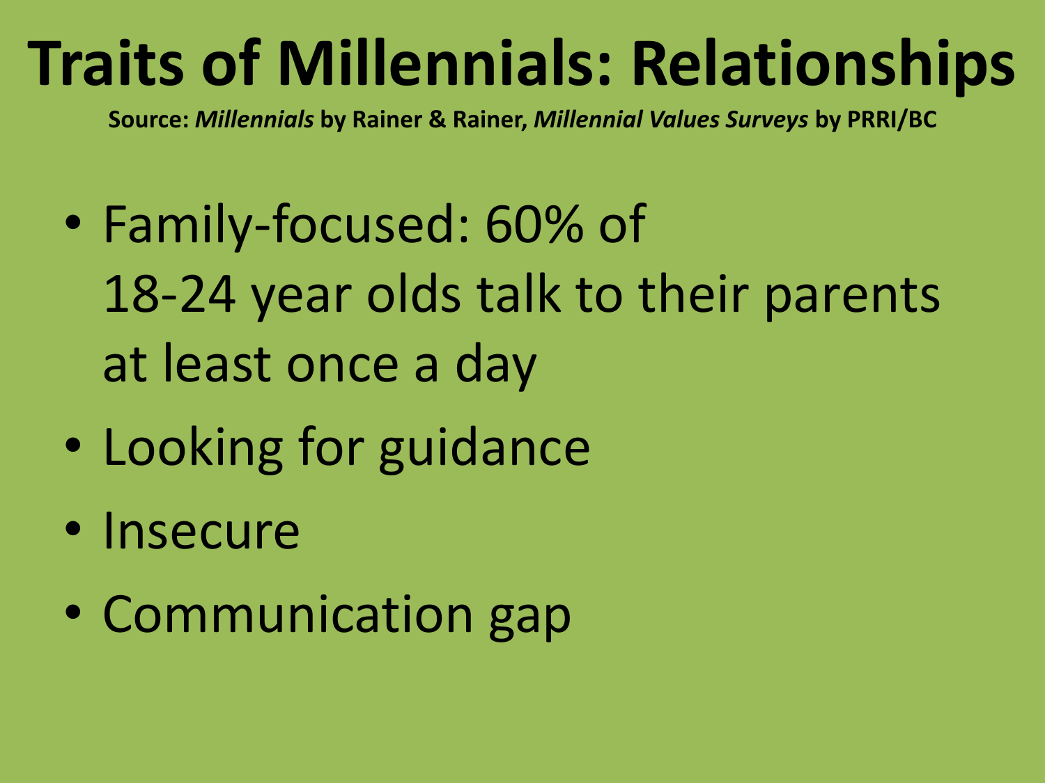# Traits of Millennials: Relationships

**Source:** ***Millennials*** **by Rainer & Rainer,** ***Millennial Values Surveys*** **by PRRI/BC**

- Family-focused: 60% of 18-24 year olds talk to their parents at least once a day
- Looking for guidance
- Insecure
- Communication gap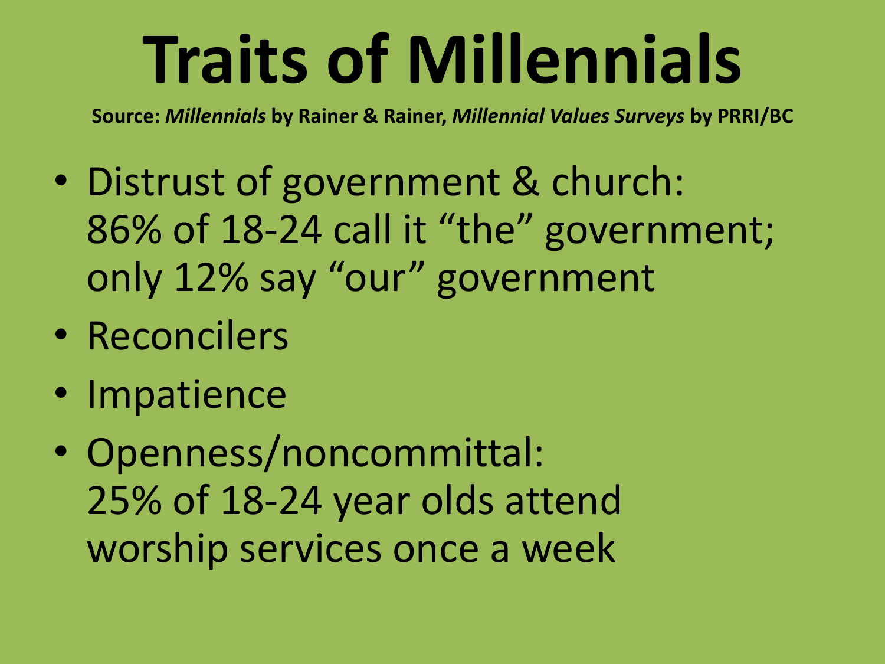# Traits of Millennials

**Source:** ***Millennials*** **by Rainer & Rainer,** ***Millennial Values Surveys*** **by PRRI/BC**

- Distrust of government & church: 86% of 18-24 call it “the” government; only 12% say “our” government
- Reconcilers
- Impatience
- Openness/noncommittal: 25% of 18-24 year olds attend worship services once a week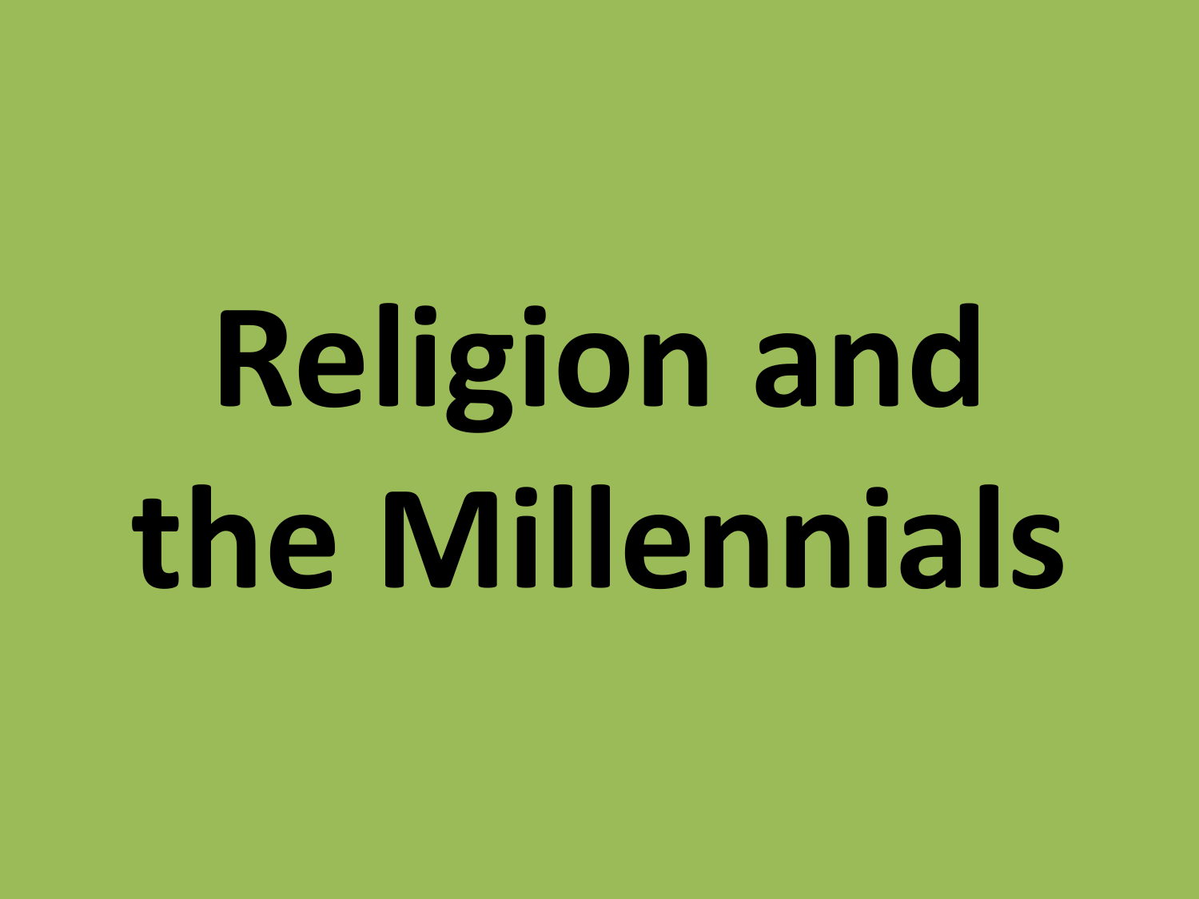# Religion and the Millennials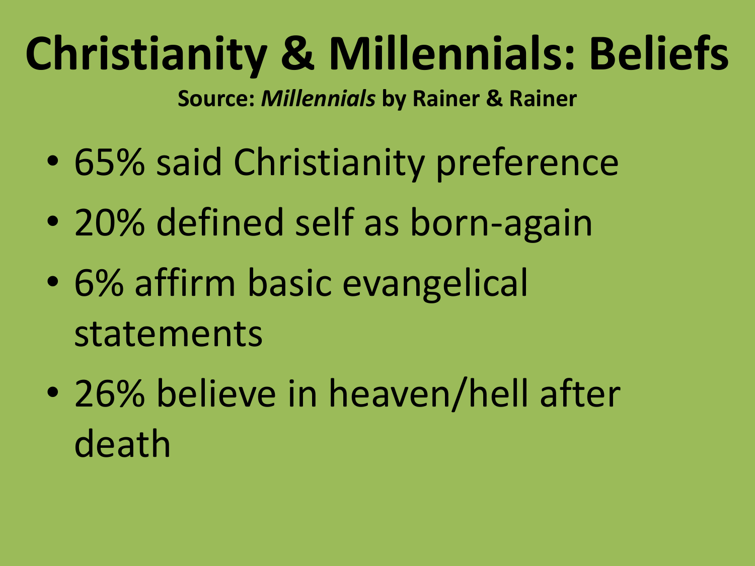# Christianity & Millennials: Beliefs

**Source: *Millennials* by Rainer & Rainer**

- 65% said Christianity preference
- 20% defined self as born-again
- 6% affirm basic evangelical statements
- 26% believe in heaven/hell after death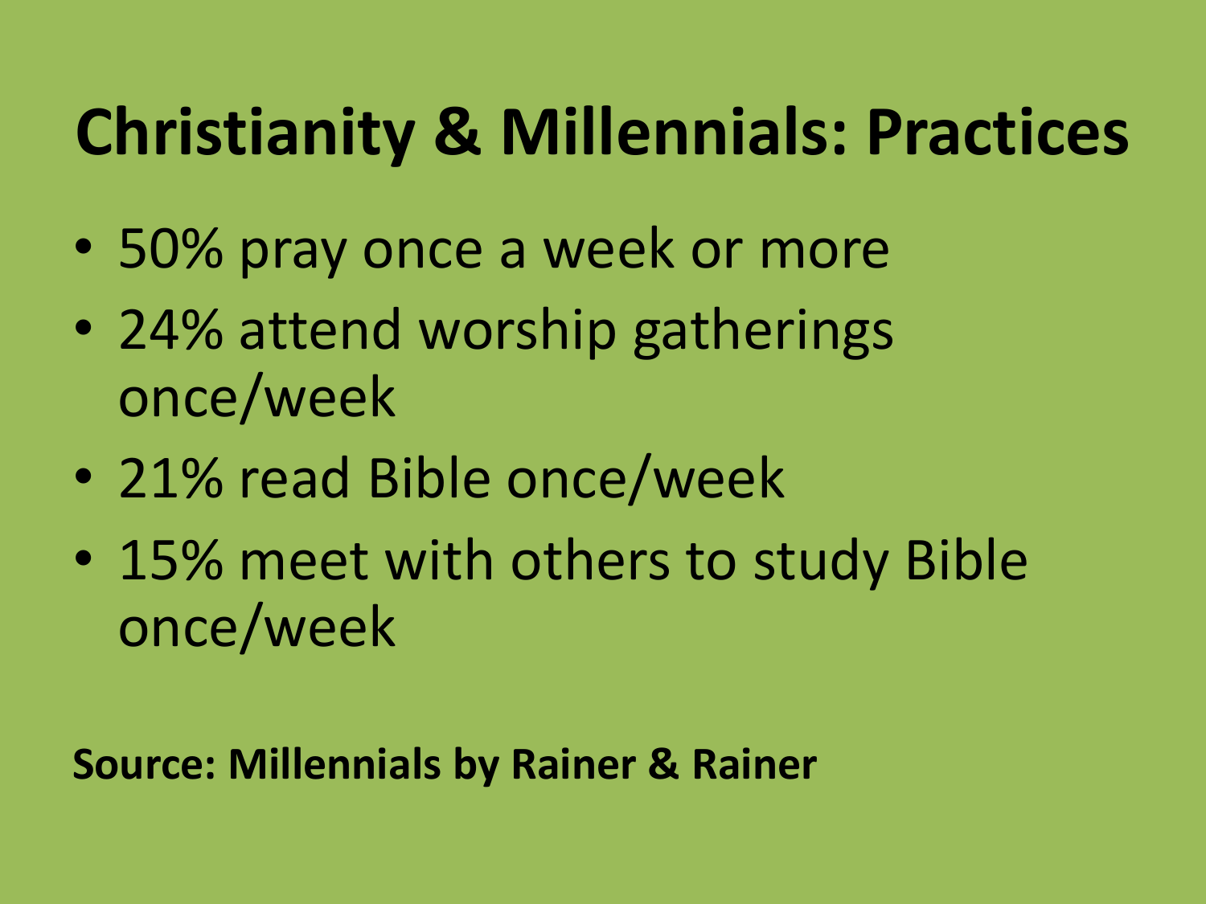# Christianity & Millennials: Practices

- 50% pray once a week or more
- 24% attend worship gatherings once/week
- 21% read Bible once/week
- 15% meet with others to study Bible once/week

**Source: Millennials by Rainer & Rainer**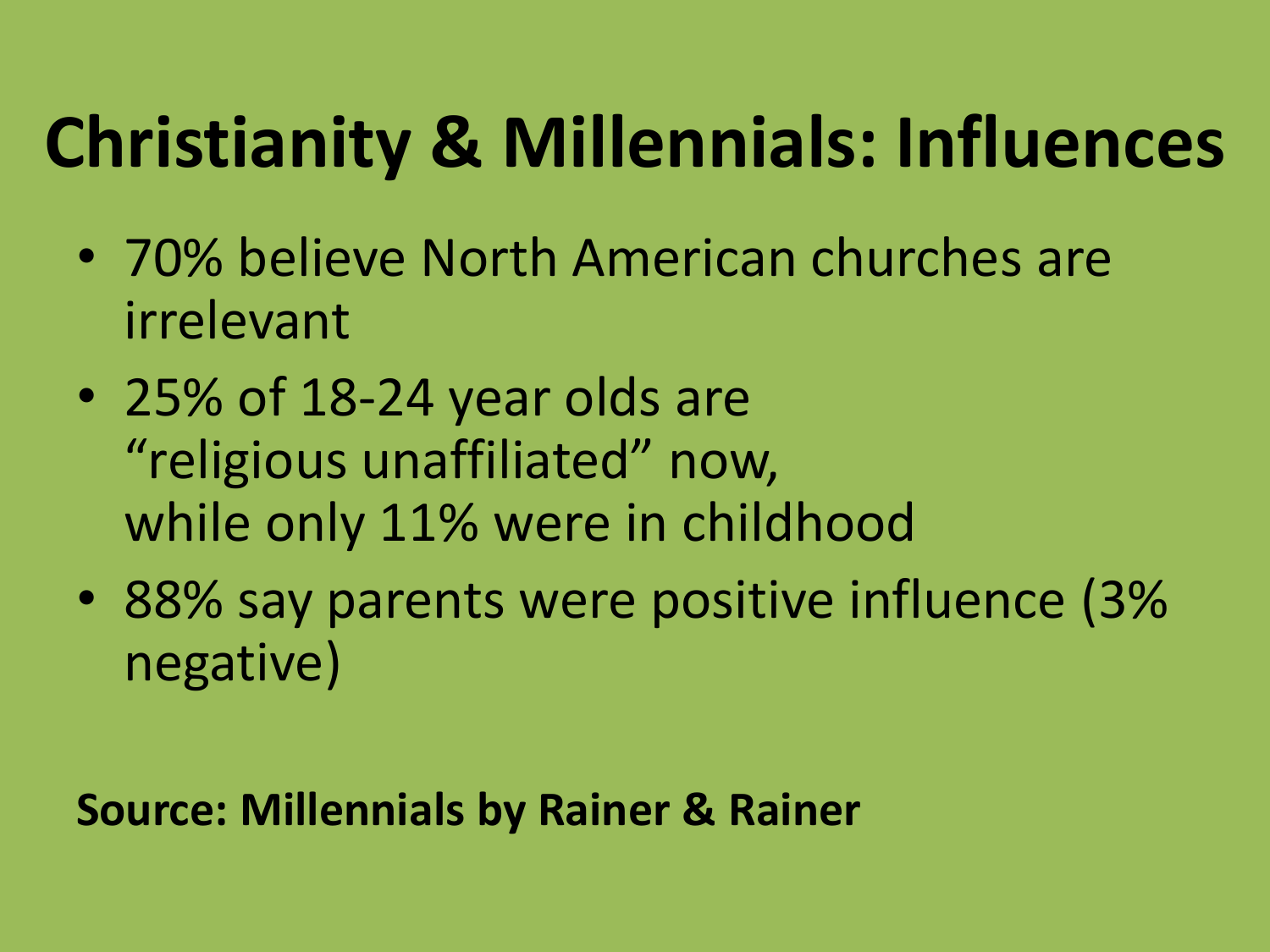# Christianity & Millennials: Influences

- 70% believe North American churches are irrelevant
- 25% of 18-24 year olds are “religious unaffiliated” now, while only 11% were in childhood
- 88% say parents were positive influence (3% negative)

**Source: Millennials by Rainer & Rainer**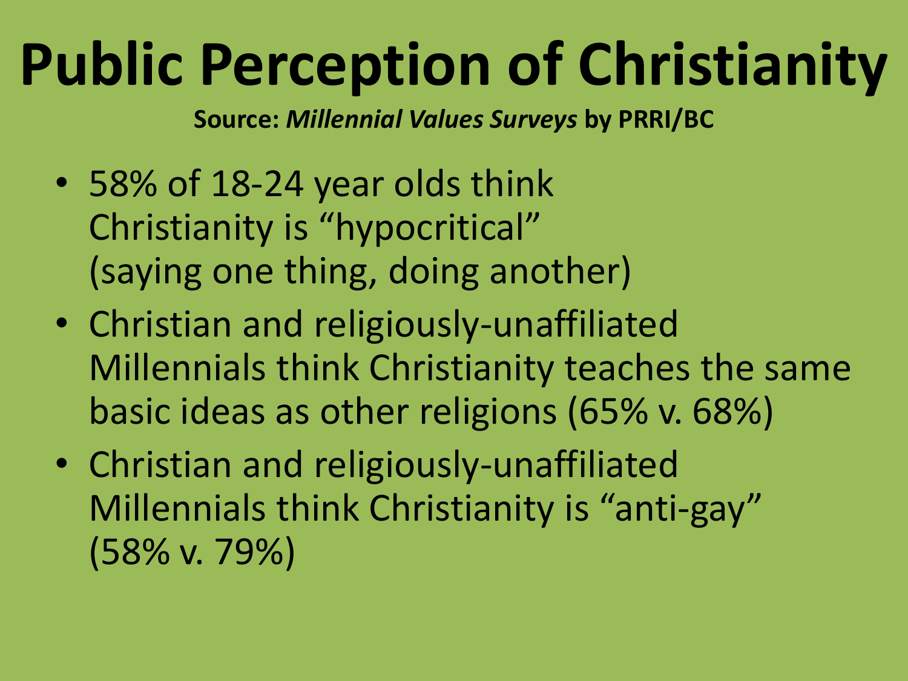# Public Perception of Christianity

**Source: *Millennial Values Surveys* by PRRI/BC**

- 58% of 18-24 year olds think Christianity is “hypocritical” (saying one thing, doing another)
- Christian and religiously-unaffiliated Millennials think Christianity teaches the same basic ideas as other religions (65% v. 68%)
- Christian and religiously-unaffiliated Millennials think Christianity is “anti-gay” (58% v. 79%)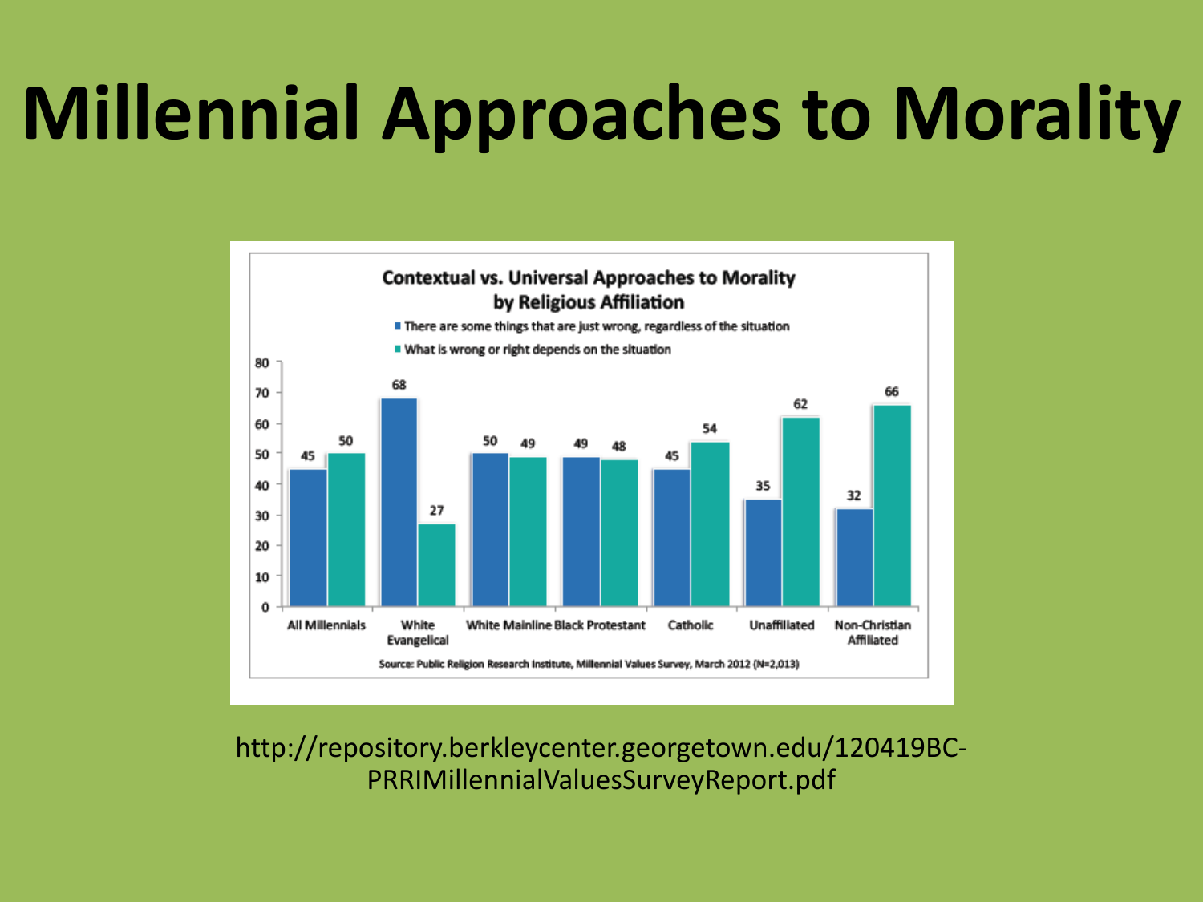# Millennial Approaches to Morality

**Contextual vs. Universal Approaches to Morality by Religious Affiliation**

| | There are some things that are just wrong, regardless of the situation | What is wrong or right depends on the situation |
|---|---|---|
| All Millennials | 45 | 50 |
| White Evangelical | 68 | 27 |
| White Mainline | 50 | 49 |
| Black Protestant | 49 | 48 |
| Catholic | 45 | 54 |
| Unaffiliated | 35 | 62 |
| Non-Christian Affiliated | 32 | 66 |

Source: Public Religion Research Institute, Millennial Values Survey, March 2012 (N=2,013)

http://repository.berkleycenter.georgetown.edu/120419BC-PRRIMillennialValuesSurveyReport.pdf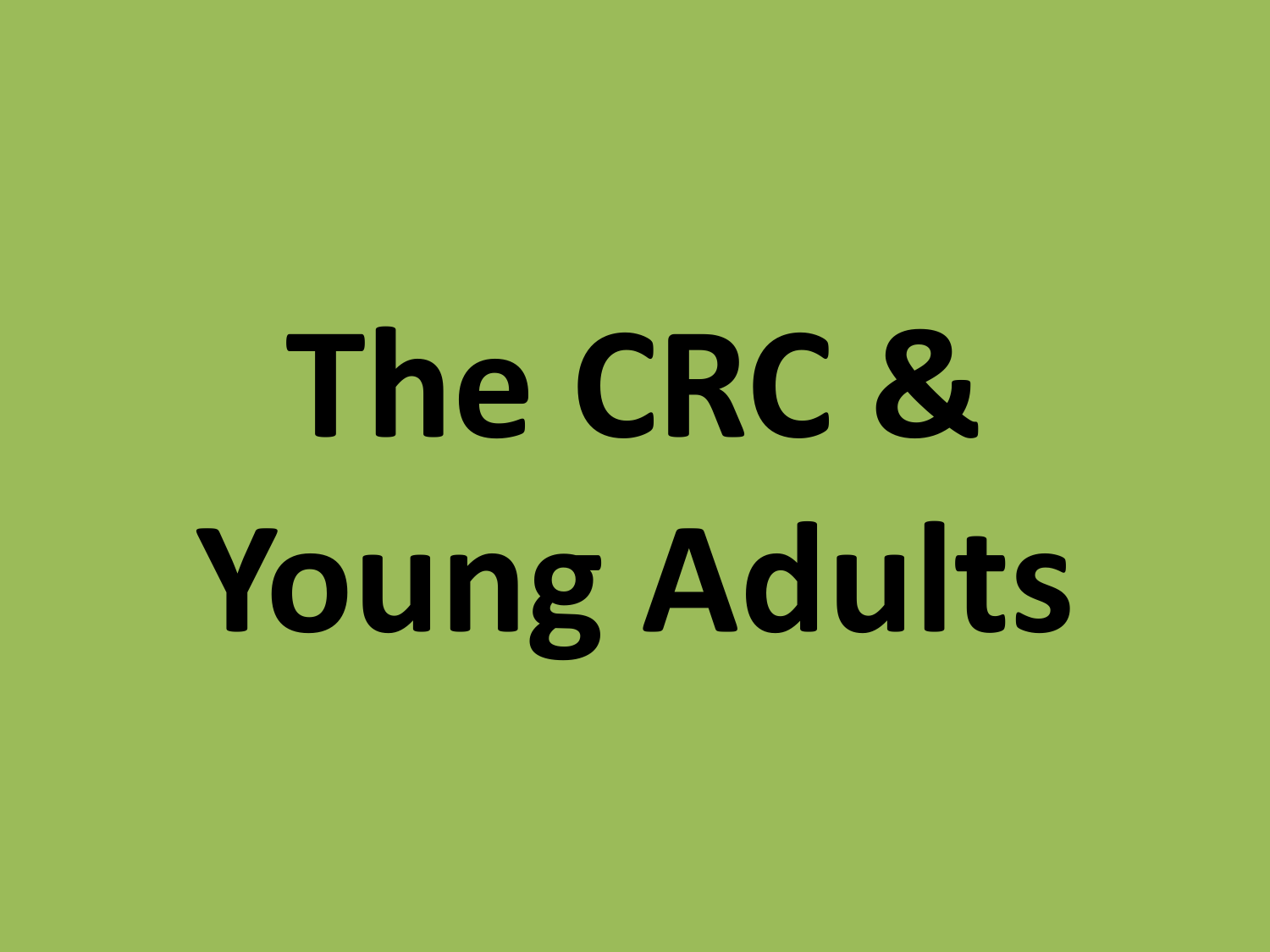# The CRC & Young Adults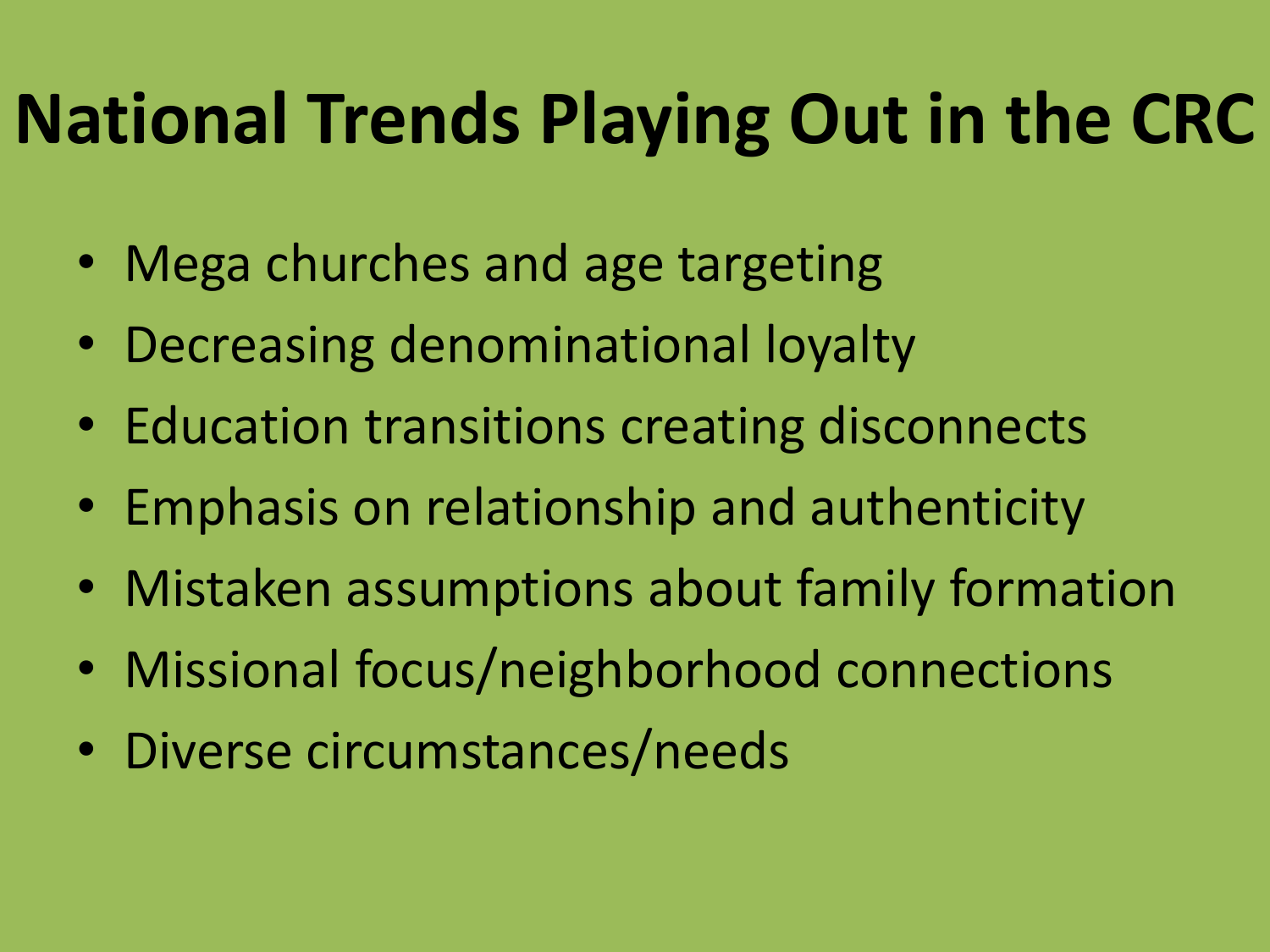# National Trends Playing Out in the CRC

- Mega churches and age targeting
- Decreasing denominational loyalty
- Education transitions creating disconnects
- Emphasis on relationship and authenticity
- Mistaken assumptions about family formation
- Missional focus/neighborhood connections
- Diverse circumstances/needs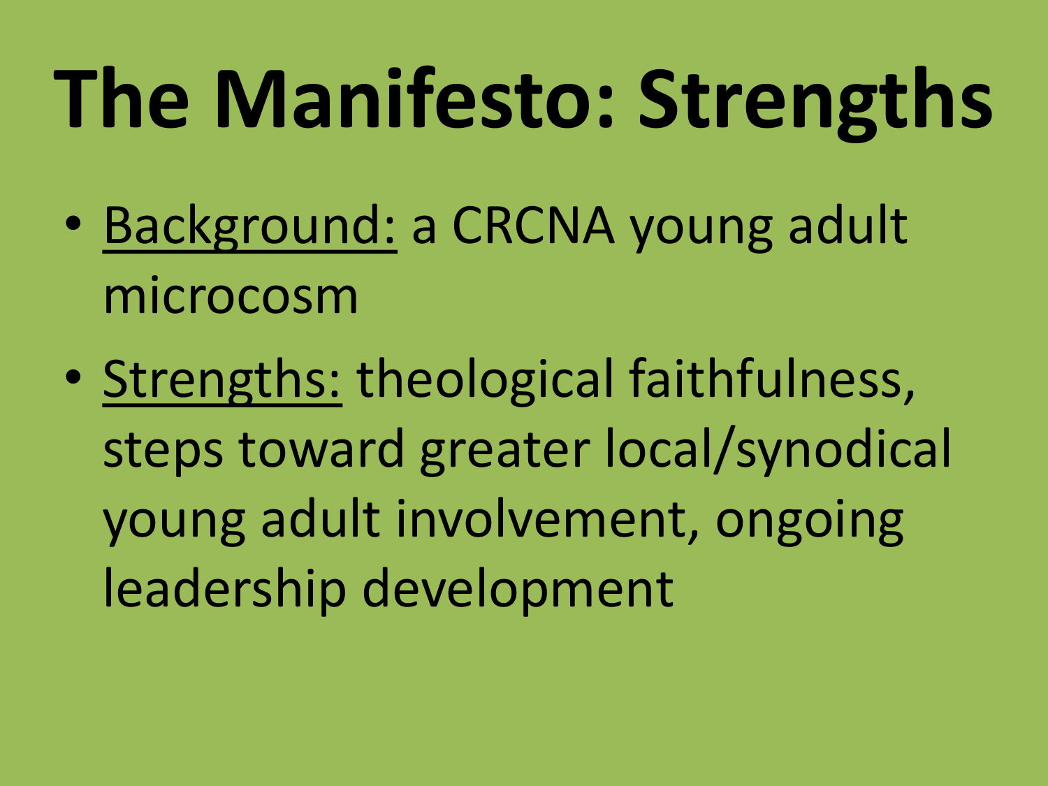# The Manifesto: Strengths

- Background: a CRCNA young adult microcosm
- Strengths: theological faithfulness, steps toward greater local/synodical young adult involvement, ongoing leadership development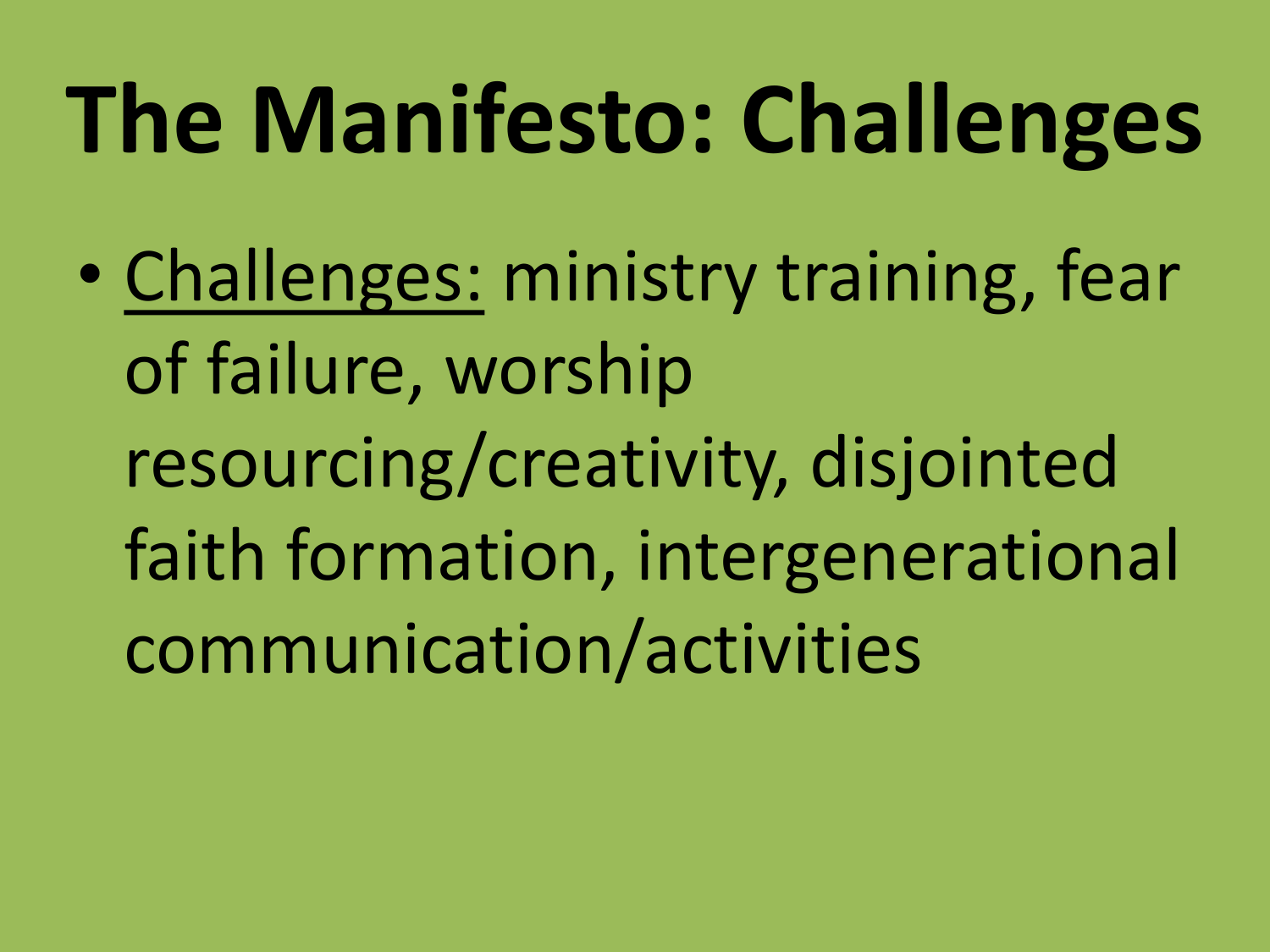# The Manifesto: Challenges

- <u>Challenges:</u> ministry training, fear of failure, worship resourcing/creativity, disjointed faith formation, intergenerational communication/activities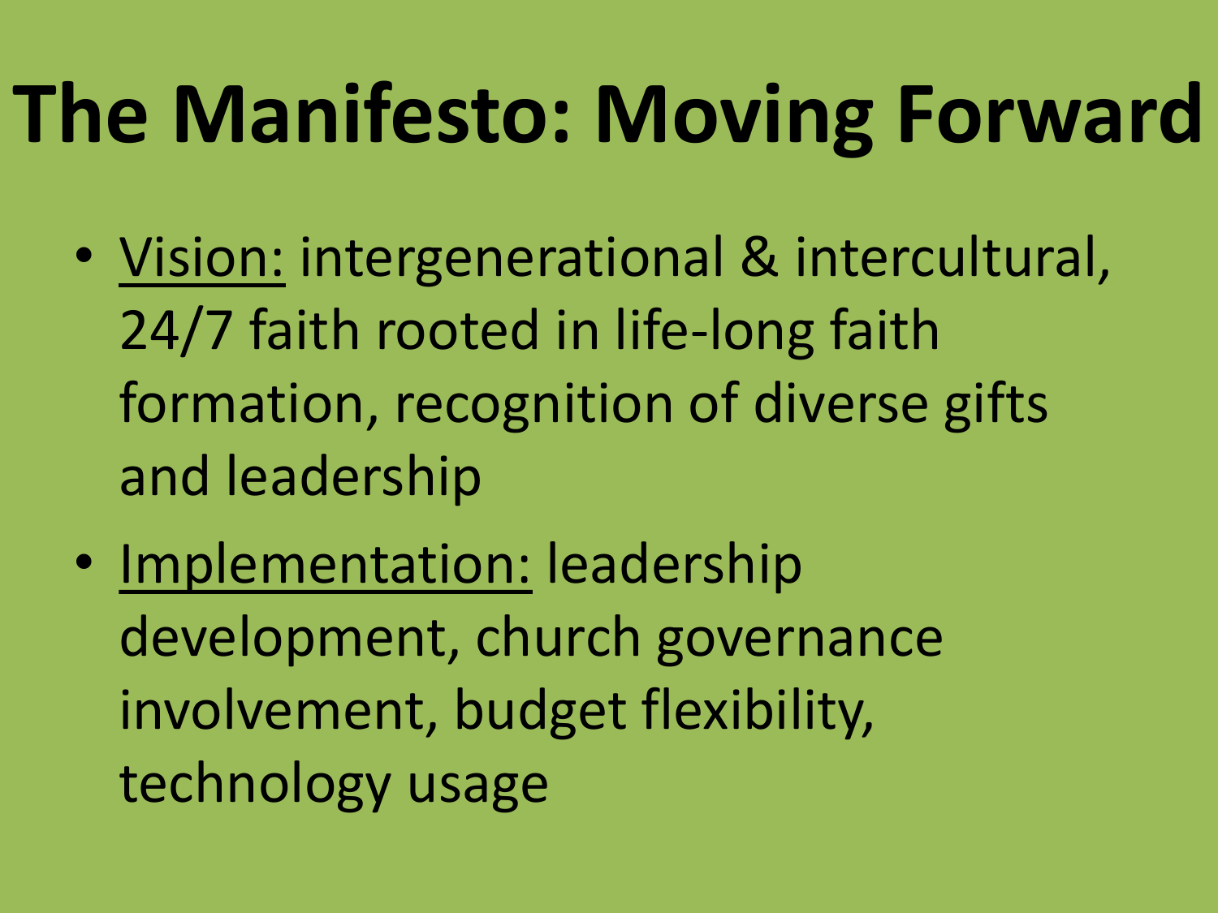# The Manifesto: Moving Forward

- <u>Vision:</u> intergenerational & intercultural, 24/7 faith rooted in life-long faith formation, recognition of diverse gifts and leadership
- <u>Implementation:</u> leadership development, church governance involvement, budget flexibility, technology usage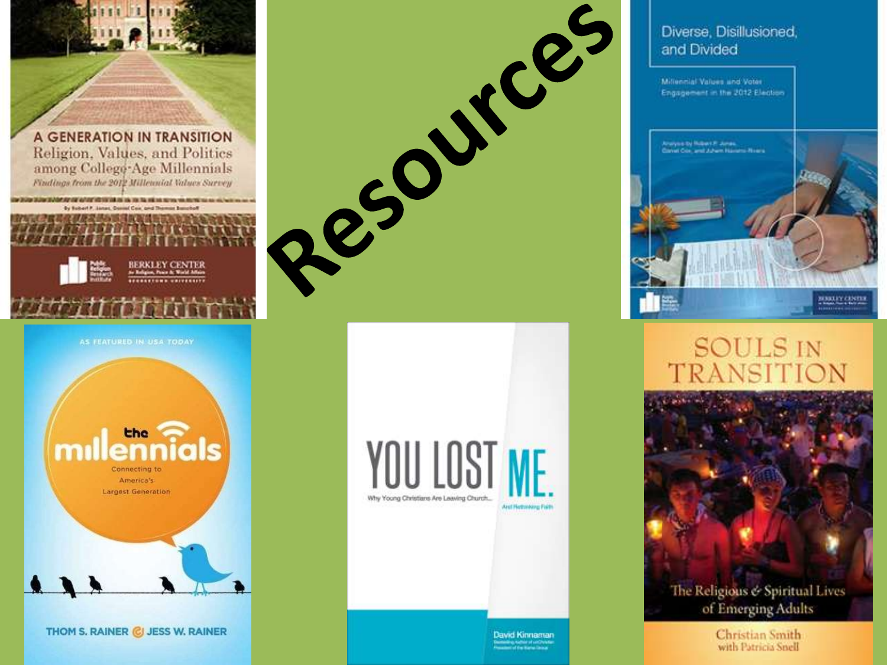# Resources

A GENERATION IN TRANSITION
Religion, Values, and Politics among College-Age Millennials
*Findings from the 2012 Millennial Values Survey*
By Robert P. Jones, Daniel Cox, and Thomas Banchoff
Public Religion Research Institute
BERKLEY CENTER for Religion, Peace & World Affairs, Georgetown University

Diverse, Disillusioned, and Divided
Millennial Values and Voter Engagement in the 2012 Election
Analysis by Robert P. Jones, Daniel Cox, and Juhem Navarro-Rivera
Public Religion Research Institute
BERKLEY CENTER for Religion, Peace & World Affairs, Georgetown University

AS FEATURED IN USA TODAY
the millennials
Connecting to America's Largest Generation
THOM S. RAINER & JESS W. RAINER

YOU LOST ME.
Why Young Christians Are Leaving Church... And Rethinking Faith
David Kinnaman
Bestselling Author of unChristian
President of the Barna Group

SOULS IN TRANSITION
The Religious & Spiritual Lives of Emerging Adults
Christian Smith with Patricia Snell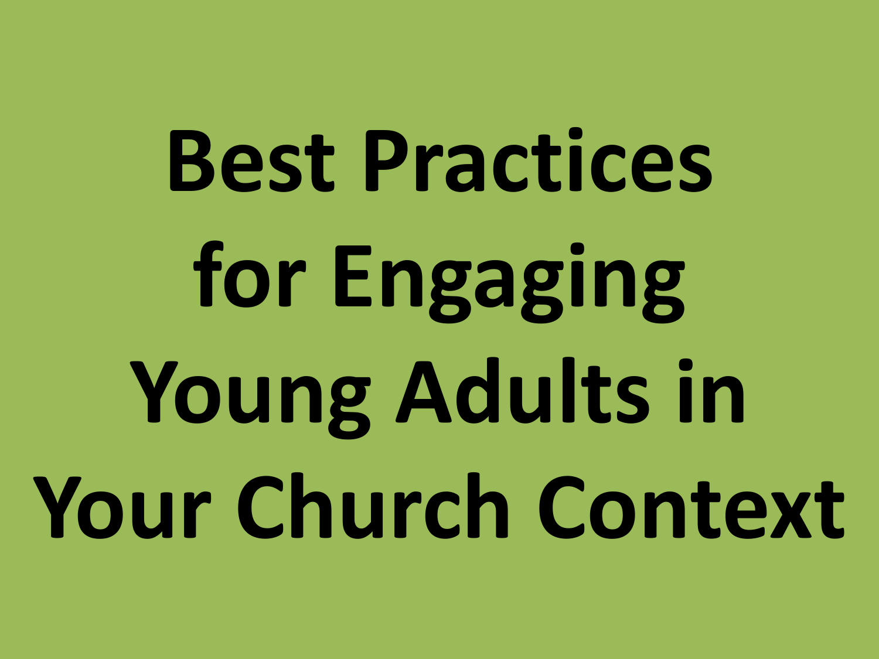# Best Practices for Engaging Young Adults in Your Church Context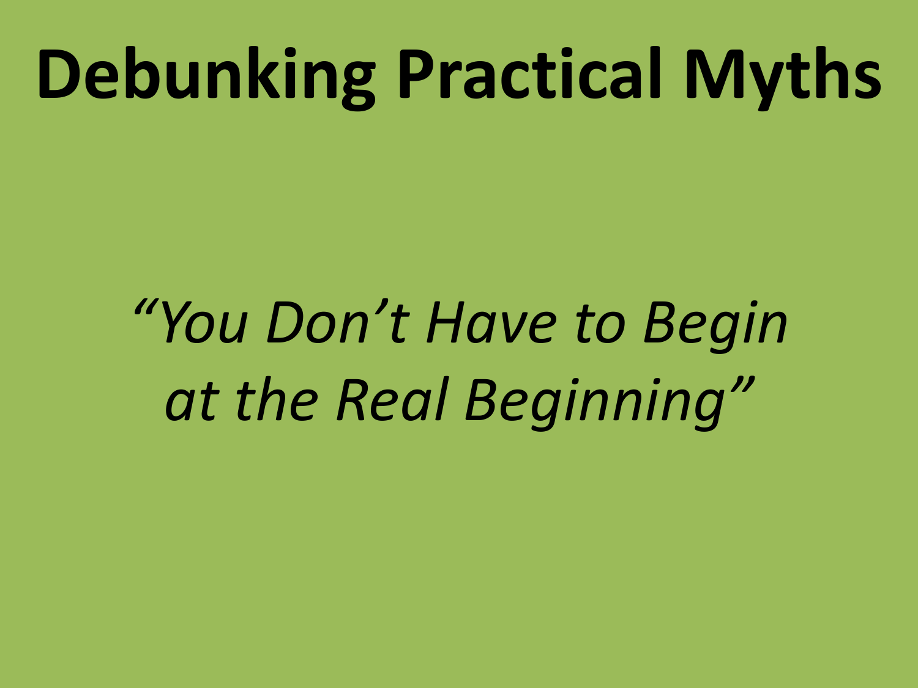# Debunking Practical Myths

*“You Don’t Have to Begin at the Real Beginning”*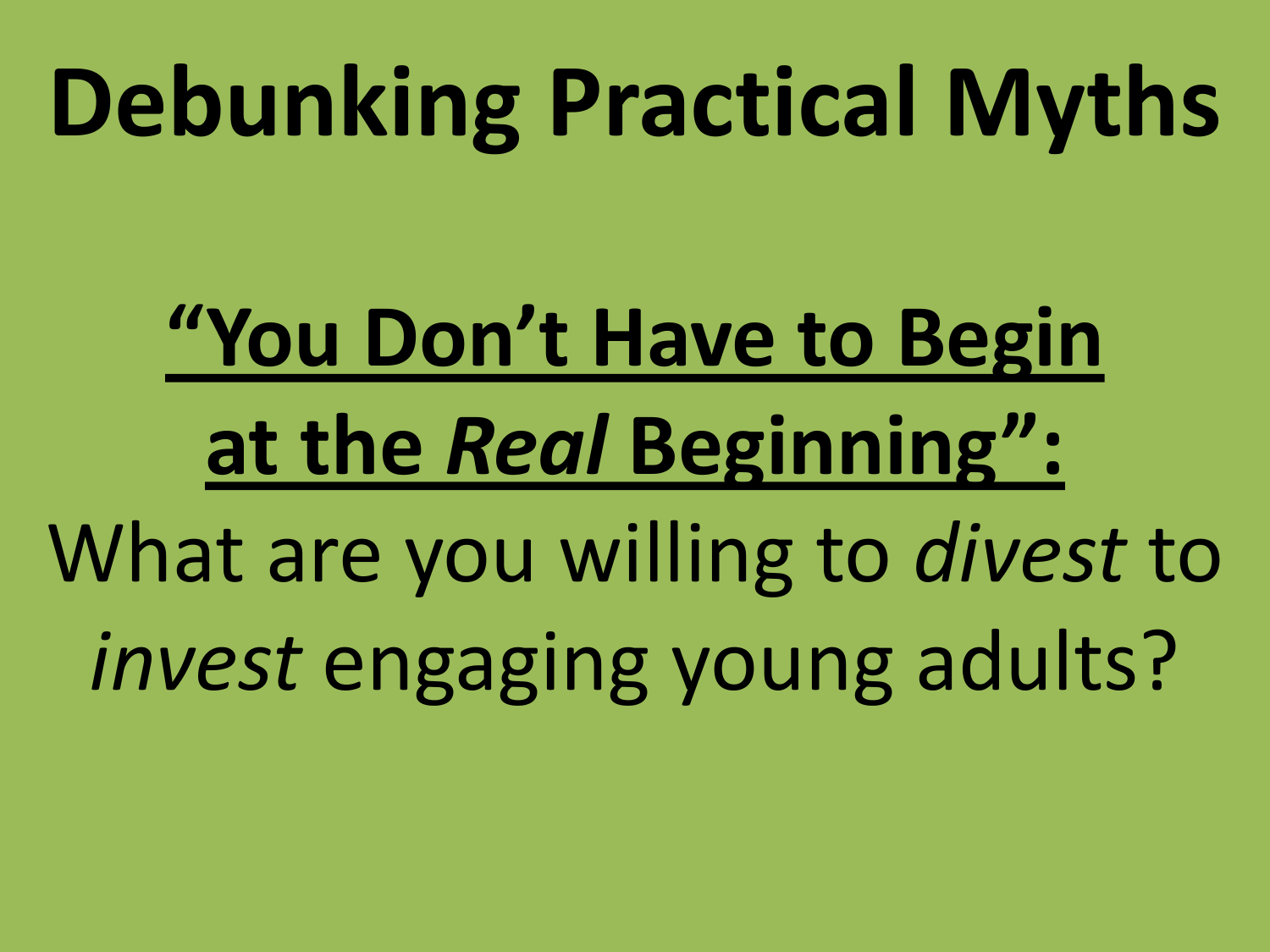# Debunking Practical Myths

**<u>“You Don’t Have to Begin at the *Real* Beginning”:</u>**

What are you willing to *divest* to *invest* engaging young adults?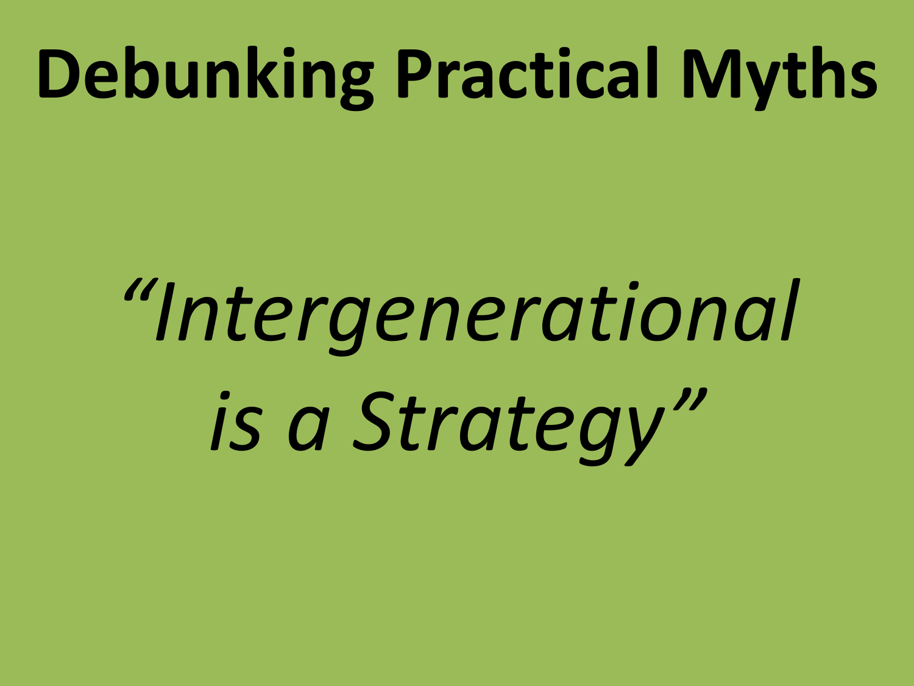# Debunking Practical Myths

*"Intergenerational is a Strategy"*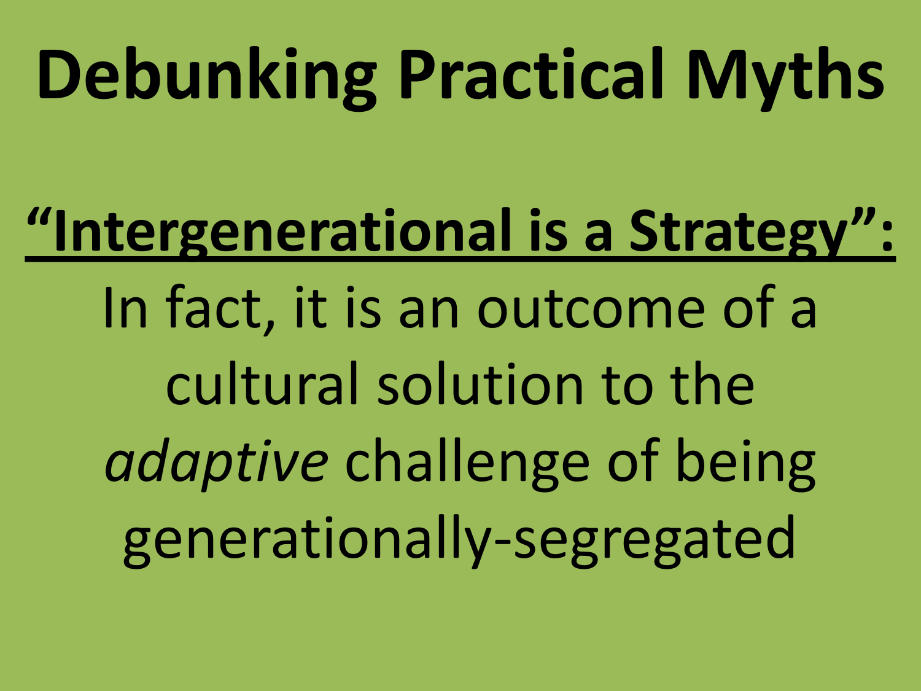# Debunking Practical Myths

**<u>"Intergenerational is a Strategy":</u>**

In fact, it is an outcome of a cultural solution to the *adaptive* challenge of being generationally-segregated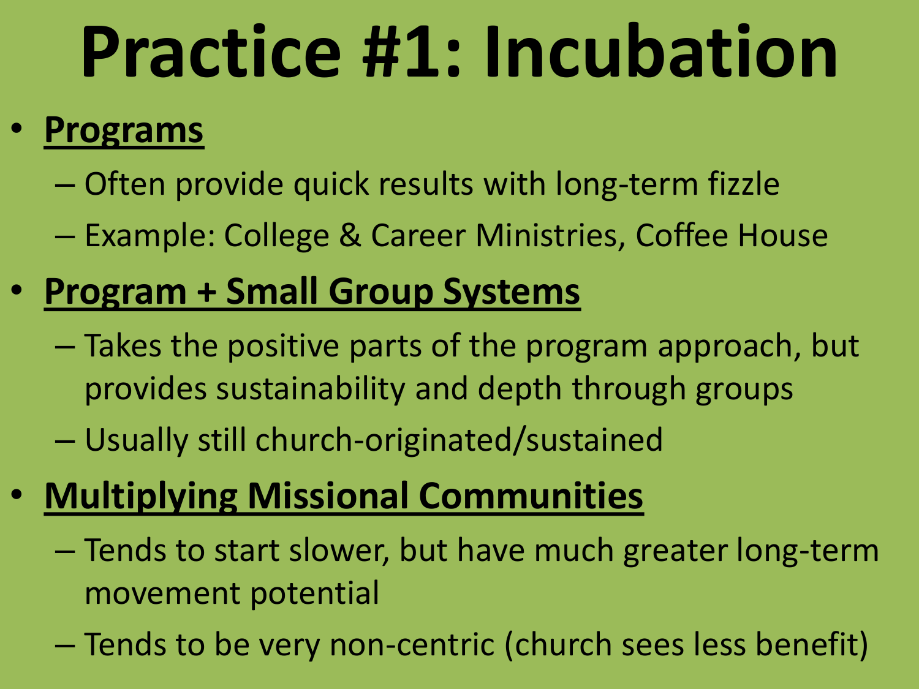# Practice #1: Incubation

- **Programs**
  - Often provide quick results with long-term fizzle
  - Example: College & Career Ministries, Coffee House
- **Program + Small Group Systems**
  - Takes the positive parts of the program approach, but provides sustainability and depth through groups
  - Usually still church-originated/sustained
- **Multiplying Missional Communities**
  - Tends to start slower, but have much greater long-term movement potential
  - Tends to be very non-centric (church sees less benefit)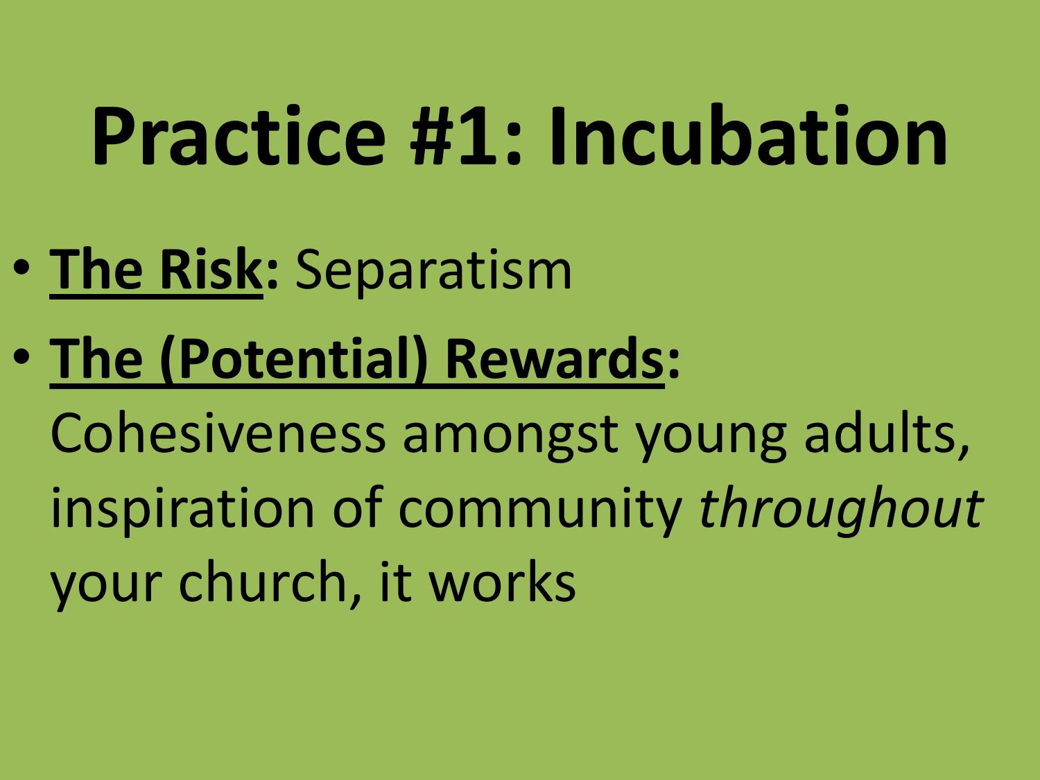# Practice #1: Incubation

- **The Risk:** Separatism
- **The (Potential) Rewards:** Cohesiveness amongst young adults, inspiration of community *throughout* your church, it works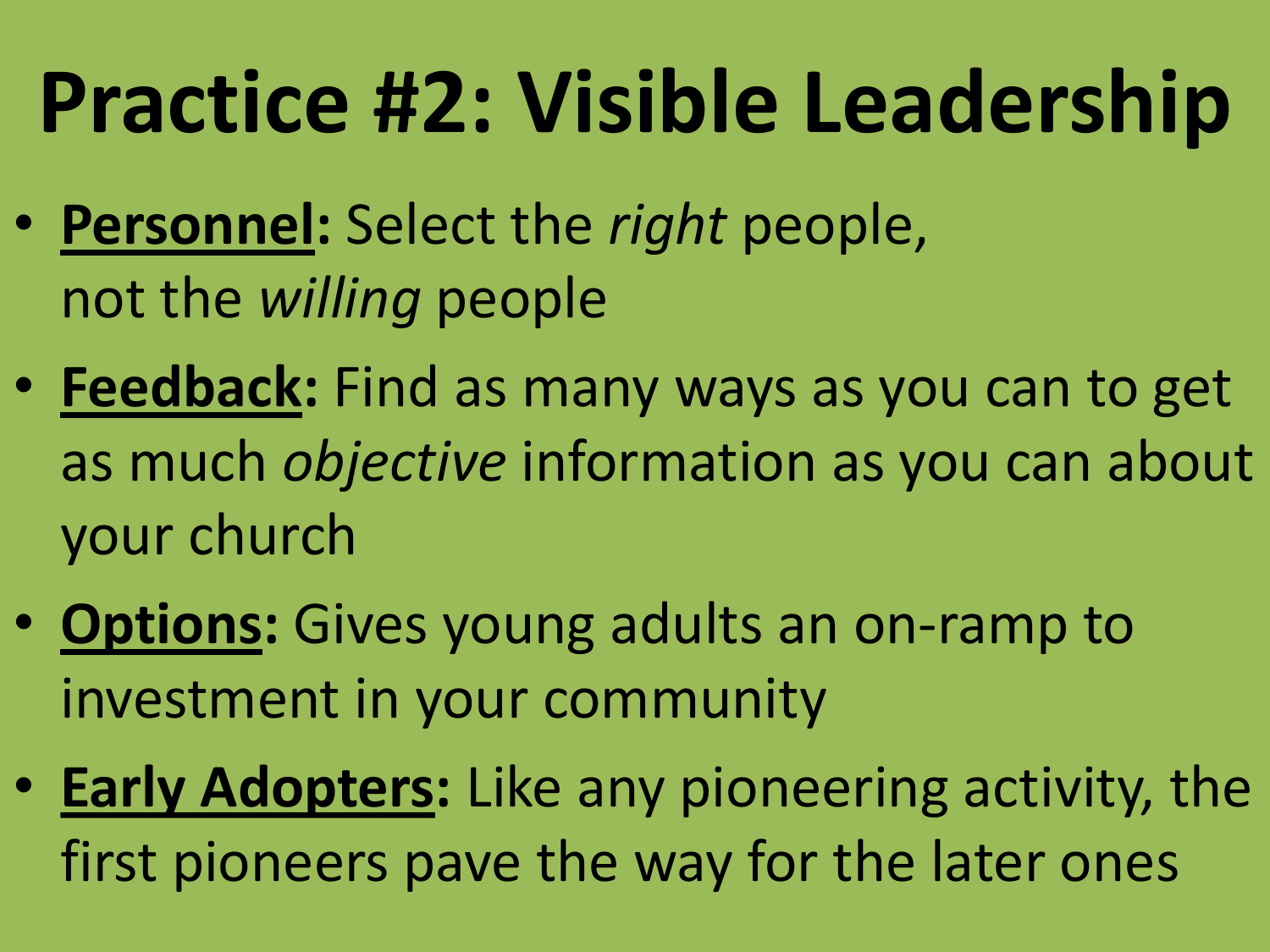# Practice #2: Visible Leadership

- **Personnel:** Select the *right* people, not the *willing* people
- **Feedback:** Find as many ways as you can to get as much *objective* information as you can about your church
- **Options:** Gives young adults an on-ramp to investment in your community
- **Early Adopters:** Like any pioneering activity, the first pioneers pave the way for the later ones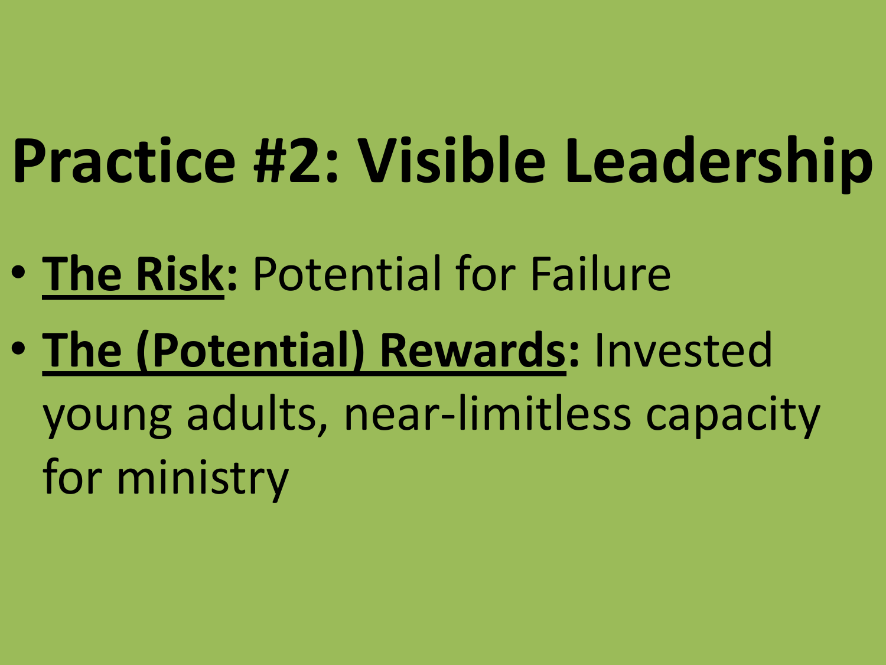# Practice #2: Visible Leadership

- **The Risk**: Potential for Failure
- **The (Potential) Rewards**: Invested young adults, near-limitless capacity for ministry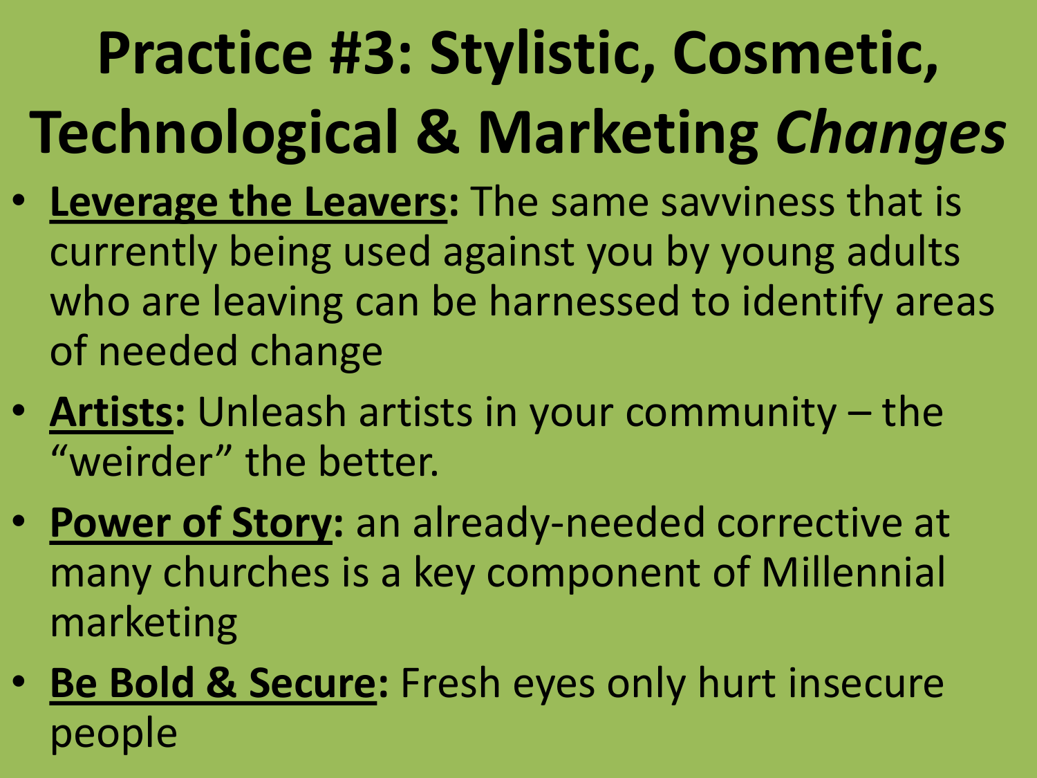# Practice #3: Stylistic, Cosmetic, Technological & Marketing *Changes*

- **Leverage the Leavers:** The same savviness that is currently being used against you by young adults who are leaving can be harnessed to identify areas of needed change
- **Artists:** Unleash artists in your community – the "weirder" the better.
- **Power of Story:** an already-needed corrective at many churches is a key component of Millennial marketing
- **Be Bold & Secure:** Fresh eyes only hurt insecure people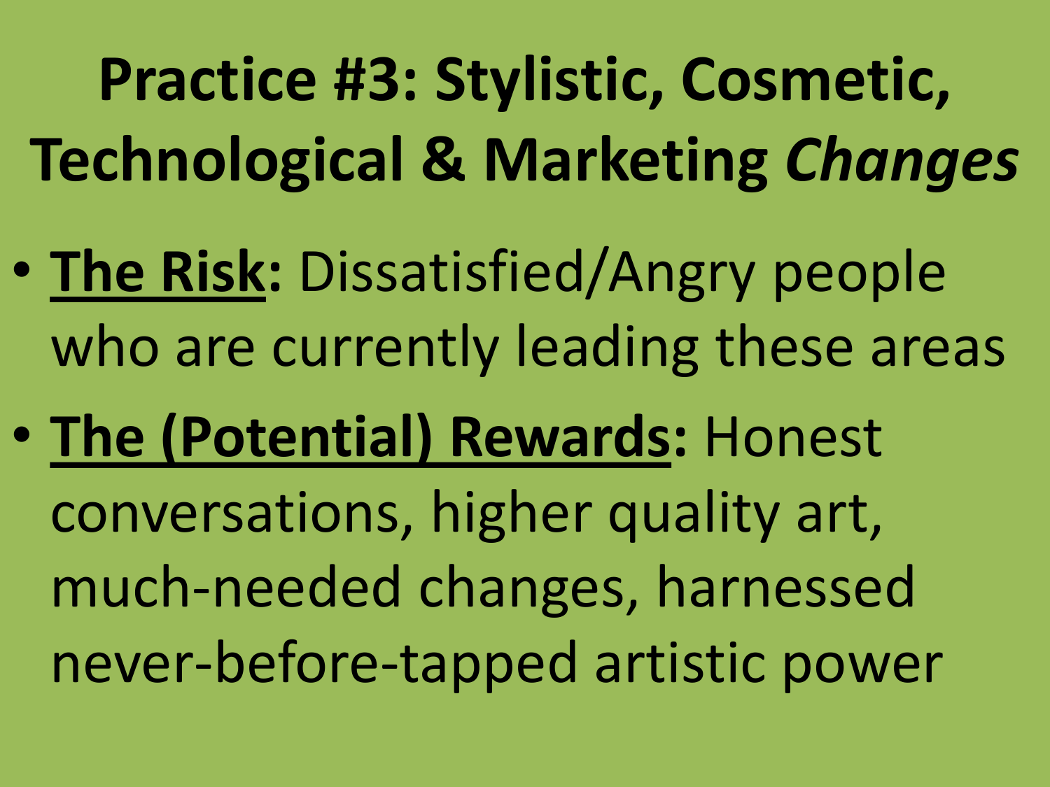# Practice #3: Stylistic, Cosmetic, Technological & Marketing *Changes*

- **The Risk:** Dissatisfied/Angry people who are currently leading these areas
- **The (Potential) Rewards:** Honest conversations, higher quality art, much-needed changes, harnessed never-before-tapped artistic power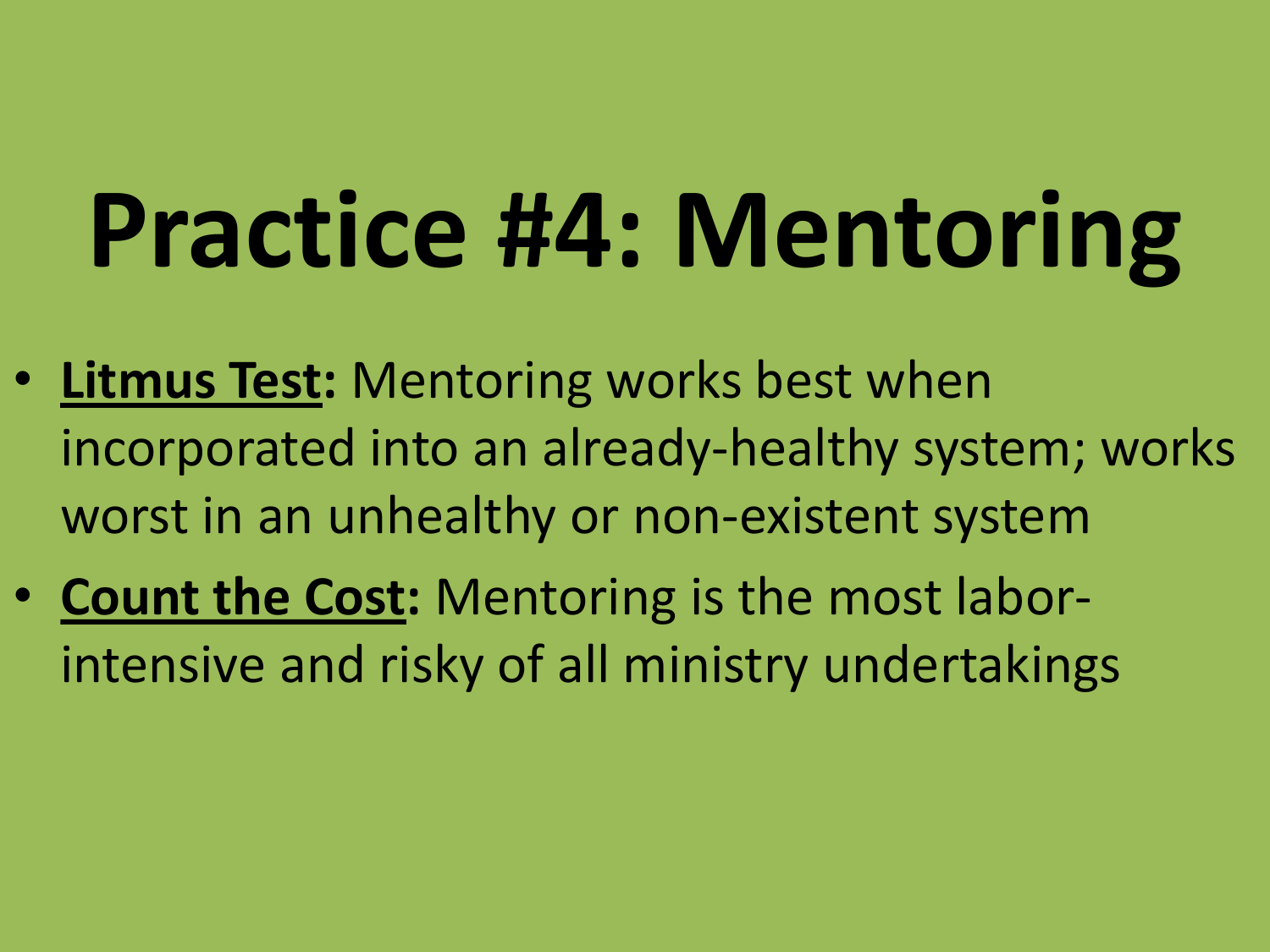# Practice #4: Mentoring

- **Litmus Test:** Mentoring works best when incorporated into an already-healthy system; works worst in an unhealthy or non-existent system
- **Count the Cost:** Mentoring is the most labor-intensive and risky of all ministry undertakings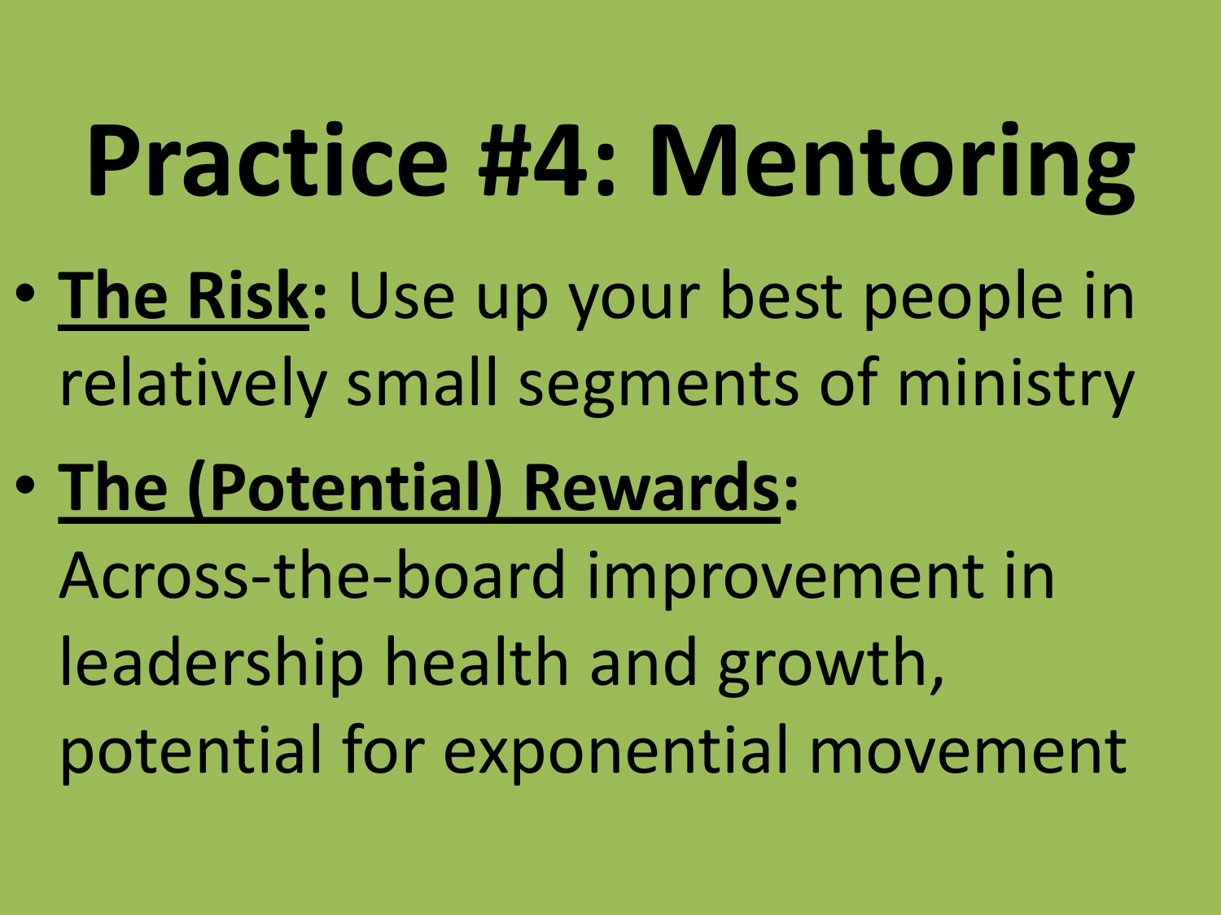# Practice #4: Mentoring

- **The Risk:** Use up your best people in relatively small segments of ministry
- **The (Potential) Rewards:** Across-the-board improvement in leadership health and growth, potential for exponential movement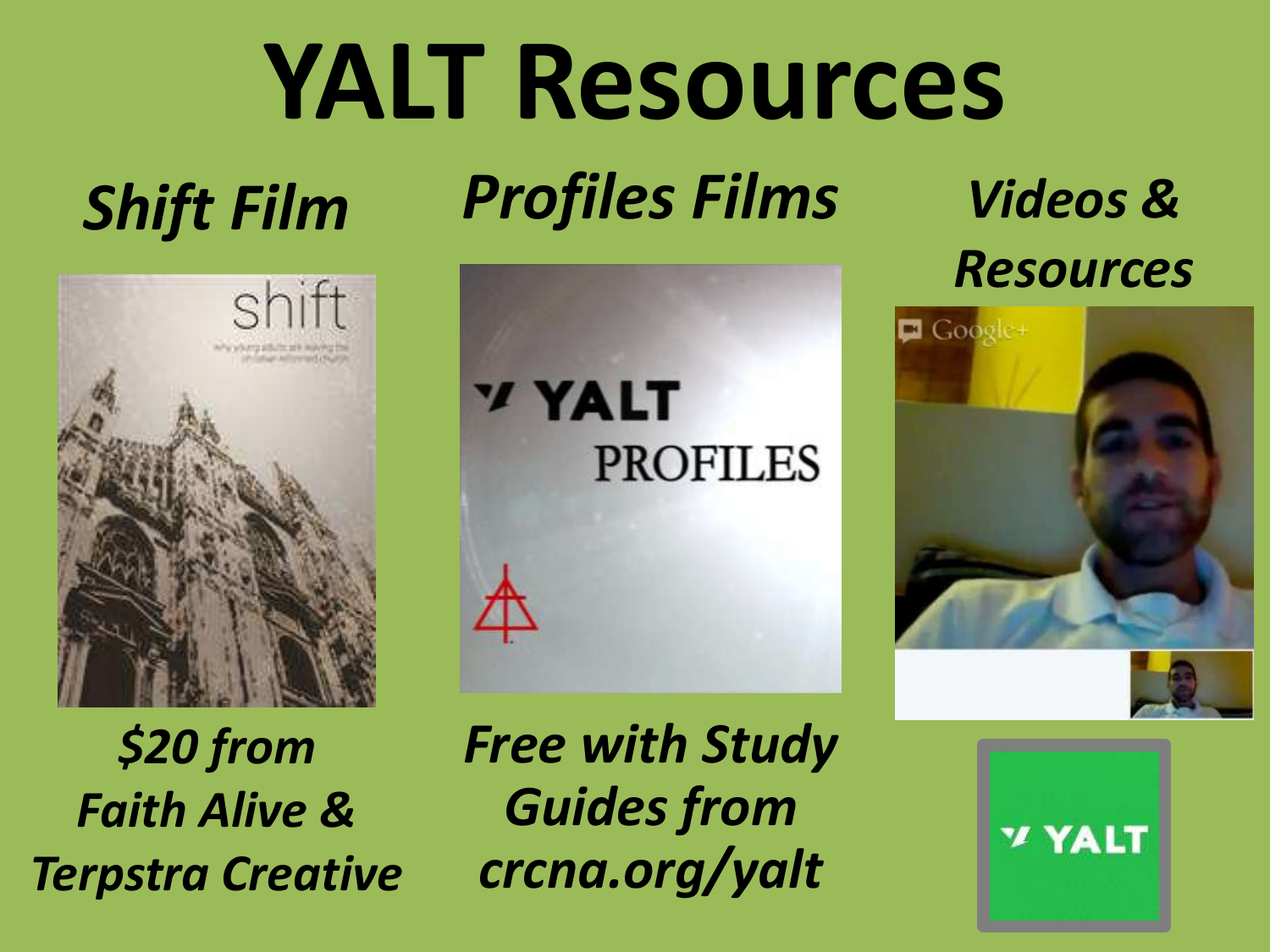# YALT Resources

*Shift Film*

*$20 from Faith Alive & Terpstra Creative*

*Profiles Films*

*Free with Study Guides from crcna.org/yalt*

*Videos & Resources*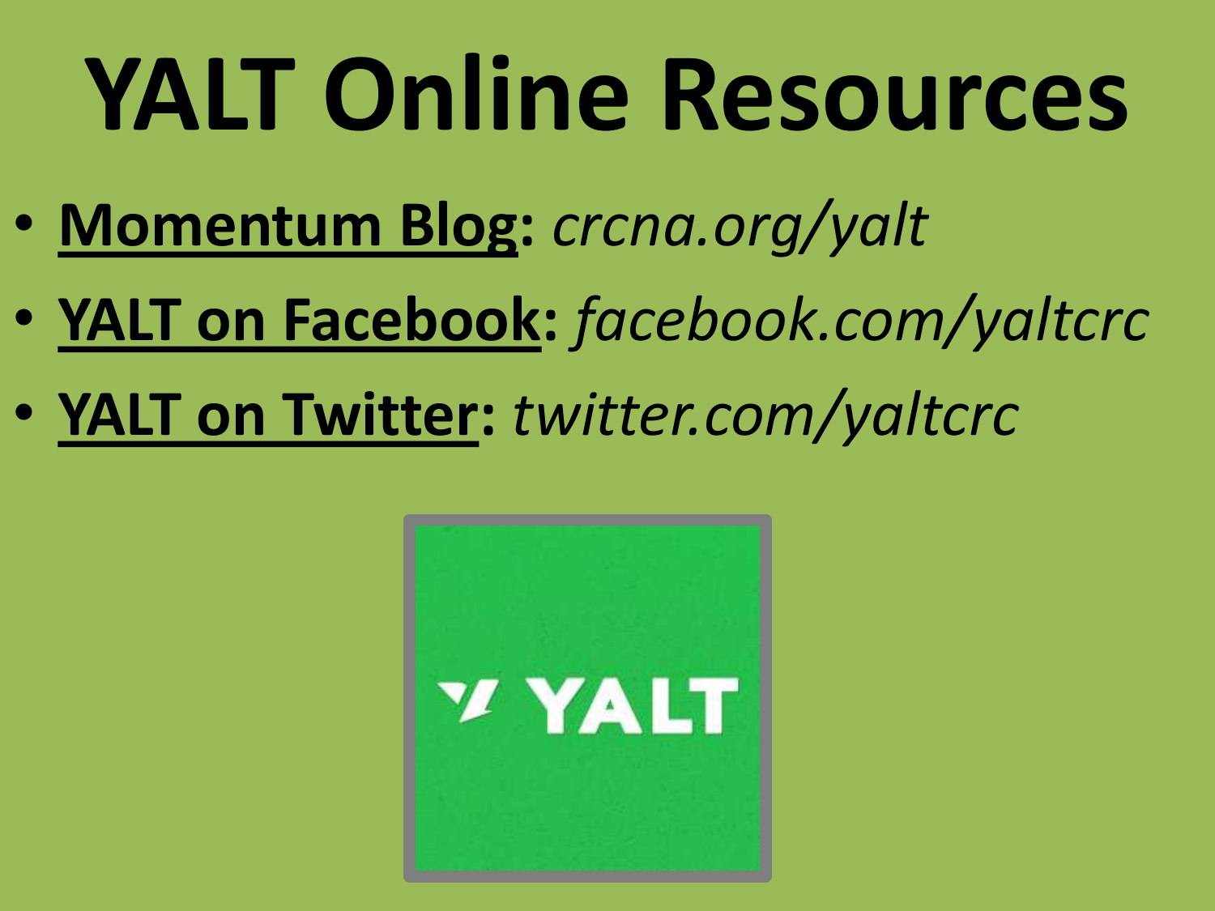# YALT Online Resources

- **Momentum Blog:** *crcna.org/yalt*
- **YALT on Facebook:** *facebook.com/yaltcrc*
- **YALT on Twitter:** *twitter.com/yaltcrc*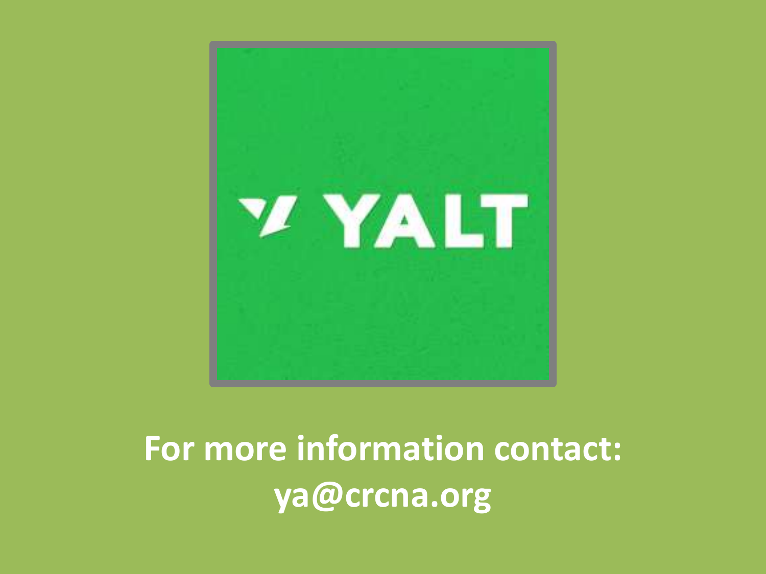YALT

**For more information contact: ya@crcna.org**